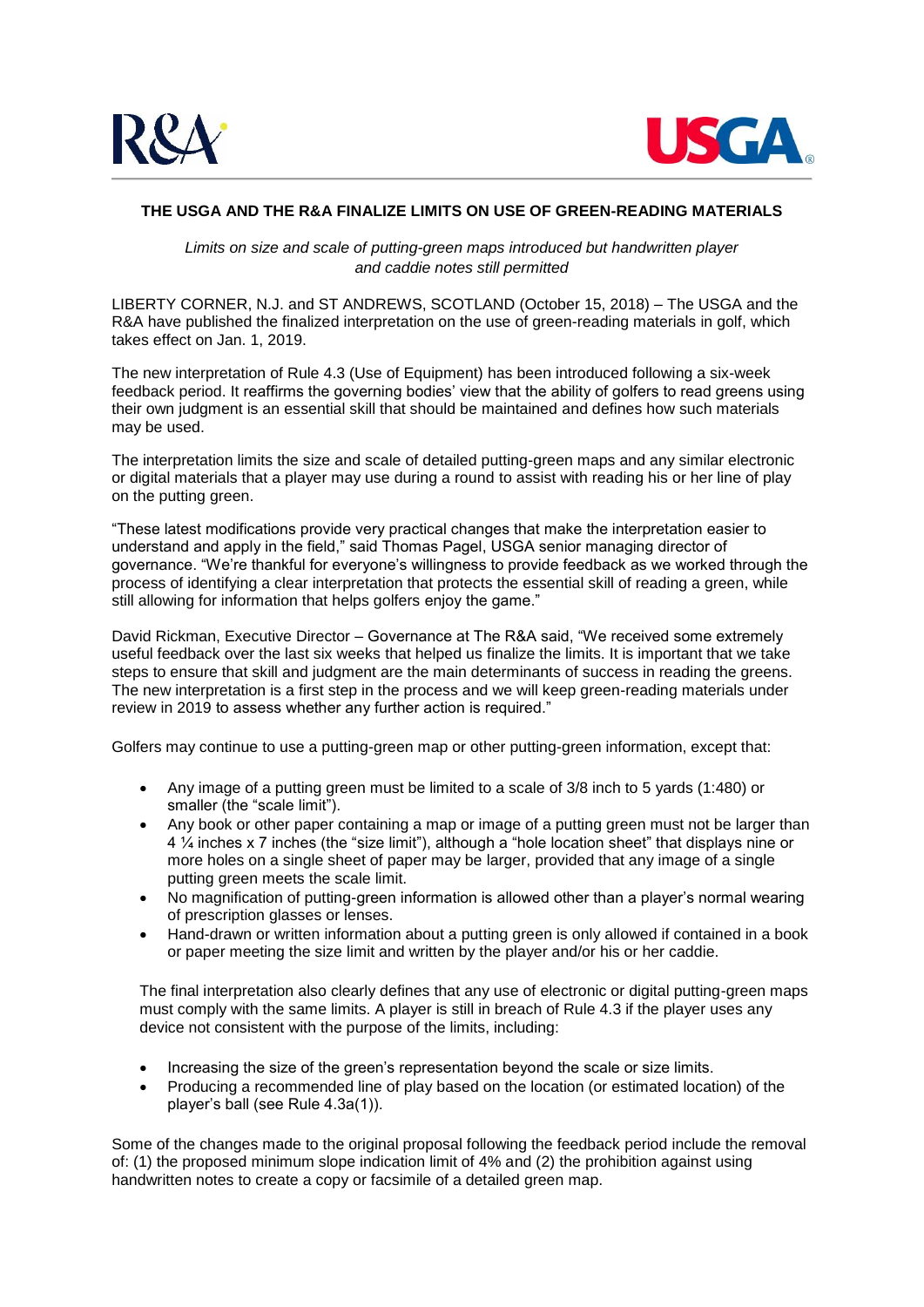R&A USGA

**THE USGA AND THE R&A FINALIZE LIMITS ON USE OF GREEN-READING MATERIALS**

*Limits on size and scale of putting-green maps introduced but handwritten player and caddie notes still permitted*

LIBERTY CORNER, N.J. and ST ANDREWS, SCOTLAND (October 15, 2018) – The USGA and the R&A have published the finalized interpretation on the use of green-reading materials in golf, which takes effect on Jan. 1, 2019.

The new interpretation of Rule 4.3 (Use of Equipment) has been introduced following a six-week feedback period. It reaffirms the governing bodies' view that the ability of golfers to read greens using their own judgment is an essential skill that should be maintained and defines how such materials may be used.

The interpretation limits the size and scale of detailed putting-green maps and any similar electronic or digital materials that a player may use during a round to assist with reading his or her line of play on the putting green.

"These latest modifications provide very practical changes that make the interpretation easier to understand and apply in the field," said Thomas Pagel, USGA senior managing director of governance. "We're thankful for everyone's willingness to provide feedback as we worked through the process of identifying a clear interpretation that protects the essential skill of reading a green, while still allowing for information that helps golfers enjoy the game."

David Rickman, Executive Director – Governance at The R&A said, "We received some extremely useful feedback over the last six weeks that helped us finalize the limits. It is important that we take steps to ensure that skill and judgment are the main determinants of success in reading the greens. The new interpretation is a first step in the process and we will keep green-reading materials under review in 2019 to assess whether any further action is required."

Golfers may continue to use a putting-green map or other putting-green information, except that:

- Any image of a putting green must be limited to a scale of 3/8 inch to 5 yards (1:480) or smaller (the "scale limit").
- Any book or other paper containing a map or image of a putting green must not be larger than 4 ¼ inches x 7 inches (the "size limit"), although a "hole location sheet" that displays nine or more holes on a single sheet of paper may be larger, provided that any image of a single putting green meets the scale limit.
- No magnification of putting-green information is allowed other than a player's normal wearing of prescription glasses or lenses.
- Hand-drawn or written information about a putting green is only allowed if contained in a book or paper meeting the size limit and written by the player and/or his or her caddie.

The final interpretation also clearly defines that any use of electronic or digital putting-green maps must comply with the same limits. A player is still in breach of Rule 4.3 if the player uses any device not consistent with the purpose of the limits, including:

- Increasing the size of the green's representation beyond the scale or size limits.
- Producing a recommended line of play based on the location (or estimated location) of the player's ball (see Rule 4.3a(1)).

Some of the changes made to the original proposal following the feedback period include the removal of: (1) the proposed minimum slope indication limit of 4% and (2) the prohibition against using handwritten notes to create a copy or facsimile of a detailed green map.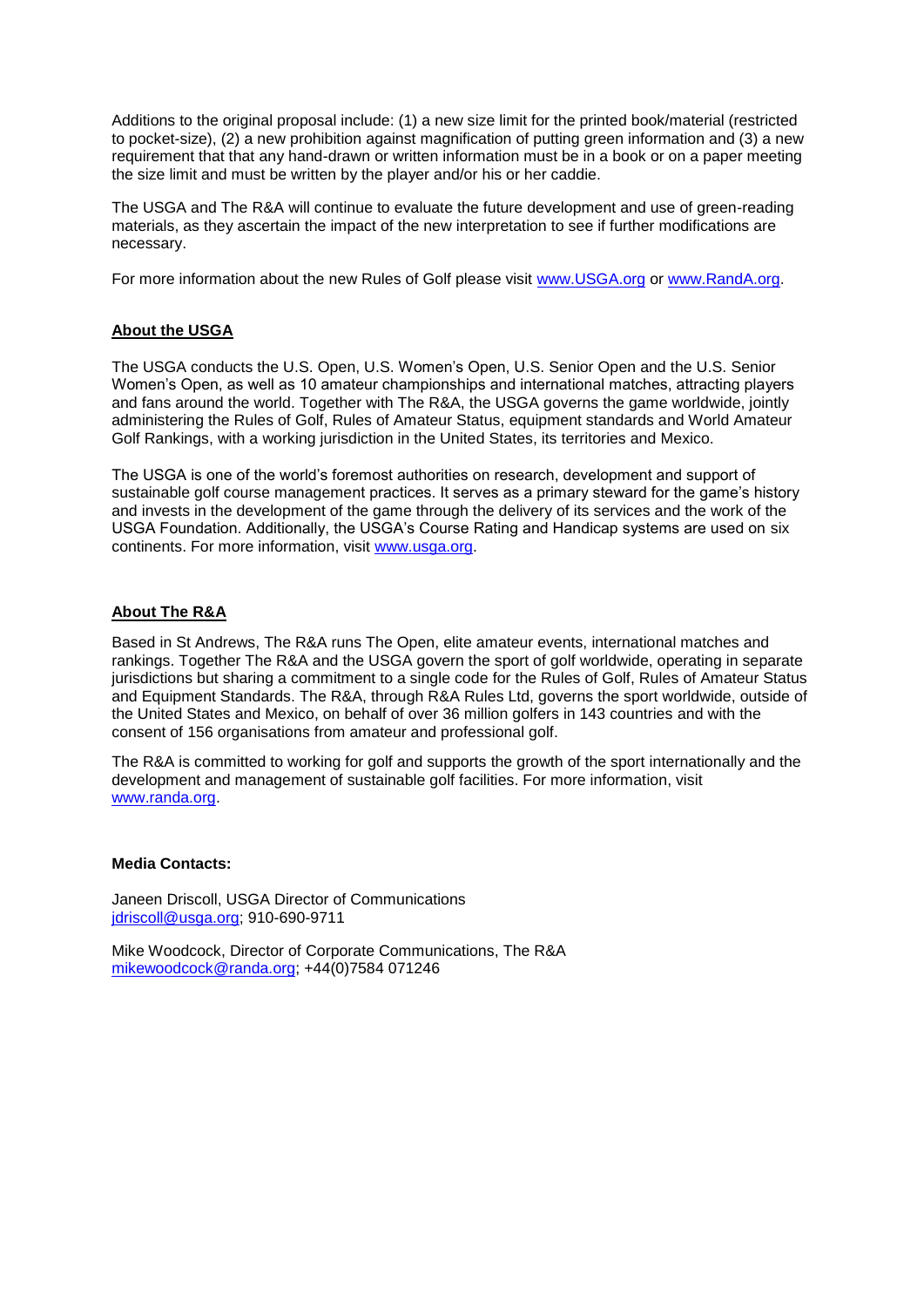Additions to the original proposal include: (1) a new size limit for the printed book/material (restricted to pocket-size), (2) a new prohibition against magnification of putting green information and (3) a new requirement that that any hand-drawn or written information must be in a book or on a paper meeting the size limit and must be written by the player and/or his or her caddie.

The USGA and The R&A will continue to evaluate the future development and use of green-reading materials, as they ascertain the impact of the new interpretation to see if further modifications are necessary.

For more information about the new Rules of Golf please visit [www.USGA.org](http://www.USGA.org) or [www.RandA.org](http://www.RandA.org).

**About the USGA**

The USGA conducts the U.S. Open, U.S. Women's Open, U.S. Senior Open and the U.S. Senior Women's Open, as well as 10 amateur championships and international matches, attracting players and fans around the world. Together with The R&A, the USGA governs the game worldwide, jointly administering the Rules of Golf, Rules of Amateur Status, equipment standards and World Amateur Golf Rankings, with a working jurisdiction in the United States, its territories and Mexico.

The USGA is one of the world's foremost authorities on research, development and support of sustainable golf course management practices. It serves as a primary steward for the game's history and invests in the development of the game through the delivery of its services and the work of the USGA Foundation. Additionally, the USGA's Course Rating and Handicap systems are used on six continents. For more information, visit [www.usga.org](http://www.usga.org).

**About The R&A**

Based in St Andrews, The R&A runs The Open, elite amateur events, international matches and rankings. Together The R&A and the USGA govern the sport of golf worldwide, operating in separate jurisdictions but sharing a commitment to a single code for the Rules of Golf, Rules of Amateur Status and Equipment Standards. The R&A, through R&A Rules Ltd, governs the sport worldwide, outside of the United States and Mexico, on behalf of over 36 million golfers in 143 countries and with the consent of 156 organisations from amateur and professional golf.

The R&A is committed to working for golf and supports the growth of the sport internationally and the development and management of sustainable golf facilities. For more information, visit [www.randa.org](http://www.randa.org).

**Media Contacts:**

Janeen Driscoll, USGA Director of Communications
[jdriscoll@usga.org](mailto:jdriscoll@usga.org); 910-690-9711

Mike Woodcock, Director of Corporate Communications, The R&A
[mikewoodcock@randa.org](mailto:mikewoodcock@randa.org); +44(0)7584 071246